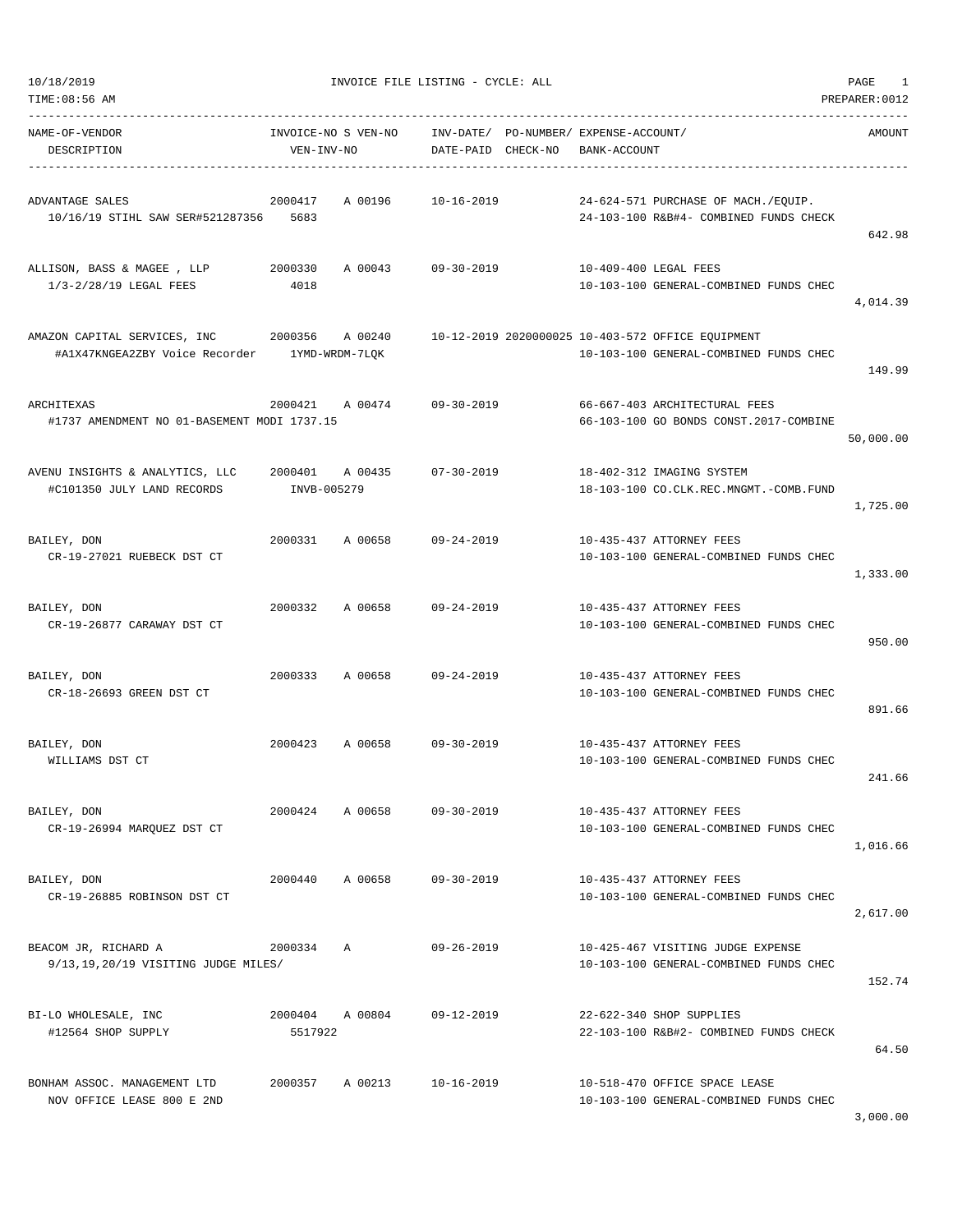10/18/2019 INVOICE FILE LISTING - CYCLE: ALL

TIME:08:56 AM PREPARER:0012

| NAME-OF-VENDOR / DESCRIPTION | INVOICE-NO / VEN-INV-NO | S | VEN-NO | INV-DATE/ DATE-PAID | PO-NUMBER/ CHECK-NO | EXPENSE-ACCOUNT/ BANK-ACCOUNT | AMOUNT |
|---|---|---|---|---|---|---|---|
| ADVANTAGE SALES<br>10/16/19 STIHL SAW SER#521287356 | 2000417<br>5683 | A | 00196 | 10-16-2019 | | 24-624-571 PURCHASE OF MACH./EQUIP.<br>24-103-100 R&B#4- COMBINED FUNDS CHECK | 642.98 |
| ALLISON, BASS & MAGEE , LLP<br>1/3-2/28/19 LEGAL FEES | 2000330<br>4018 | A | 00043 | 09-30-2019 | | 10-409-400 LEGAL FEES<br>10-103-100 GENERAL-COMBINED FUNDS CHEC | 4,014.39 |
| AMAZON CAPITAL SERVICES, INC<br>#A1X47KNGEA2ZBY Voice Recorder | 2000356<br>1YMD-WRDM-7LQK | A | 00240 | 10-12-2019 | 2020000025 | 10-403-572 OFFICE EQUIPMENT<br>10-103-100 GENERAL-COMBINED FUNDS CHEC | 149.99 |
| ARCHITEXAS<br>#1737 AMENDMENT NO 01-BASEMENT MODI | 2000421<br>1737.15 | A | 00474 | 09-30-2019 | | 66-667-403 ARCHITECTURAL FEES<br>66-103-100 GO BONDS CONST.2017-COMBINE | 50,000.00 |
| AVENU INSIGHTS & ANALYTICS, LLC<br>#C101350 JULY LAND RECORDS | 2000401<br>INVB-005279 | A | 00435 | 07-30-2019 | | 18-402-312 IMAGING SYSTEM<br>18-103-100 CO.CLK.REC.MNGMT.-COMB.FUND | 1,725.00 |
| BAILEY, DON<br>CR-19-27021 RUEBECK DST CT | 2000331 | A | 00658 | 09-24-2019 | | 10-435-437 ATTORNEY FEES<br>10-103-100 GENERAL-COMBINED FUNDS CHEC | 1,333.00 |
| BAILEY, DON<br>CR-19-26877 CARAWAY DST CT | 2000332 | A | 00658 | 09-24-2019 | | 10-435-437 ATTORNEY FEES<br>10-103-100 GENERAL-COMBINED FUNDS CHEC | 950.00 |
| BAILEY, DON<br>CR-18-26693 GREEN DST CT | 2000333 | A | 00658 | 09-24-2019 | | 10-435-437 ATTORNEY FEES<br>10-103-100 GENERAL-COMBINED FUNDS CHEC | 891.66 |
| BAILEY, DON<br>WILLIAMS DST CT | 2000423 | A | 00658 | 09-30-2019 | | 10-435-437 ATTORNEY FEES<br>10-103-100 GENERAL-COMBINED FUNDS CHEC | 241.66 |
| BAILEY, DON<br>CR-19-26994 MARQUEZ DST CT | 2000424 | A | 00658 | 09-30-2019 | | 10-435-437 ATTORNEY FEES<br>10-103-100 GENERAL-COMBINED FUNDS CHEC | 1,016.66 |
| BAILEY, DON<br>CR-19-26885 ROBINSON DST CT | 2000440 | A | 00658 | 09-30-2019 | | 10-435-437 ATTORNEY FEES<br>10-103-100 GENERAL-COMBINED FUNDS CHEC | 2,617.00 |
| BEACOM JR, RICHARD A<br>9/13,19,20/19 VISITING JUDGE MILES/ | 2000334 | A | | 09-26-2019 | | 10-425-467 VISITING JUDGE EXPENSE<br>10-103-100 GENERAL-COMBINED FUNDS CHEC | 152.74 |
| BI-LO WHOLESALE, INC<br>#12564 SHOP SUPPLY | 2000404<br>5517922 | A | 00804 | 09-12-2019 | | 22-622-340 SHOP SUPPLIES<br>22-103-100 R&B#2- COMBINED FUNDS CHECK | 64.50 |
| BONHAM ASSOC. MANAGEMENT LTD<br>NOV OFFICE LEASE 800 E 2ND | 2000357 | A | 00213 | 10-16-2019 | | 10-518-470 OFFICE SPACE LEASE<br>10-103-100 GENERAL-COMBINED FUNDS CHEC | 3,000.00 |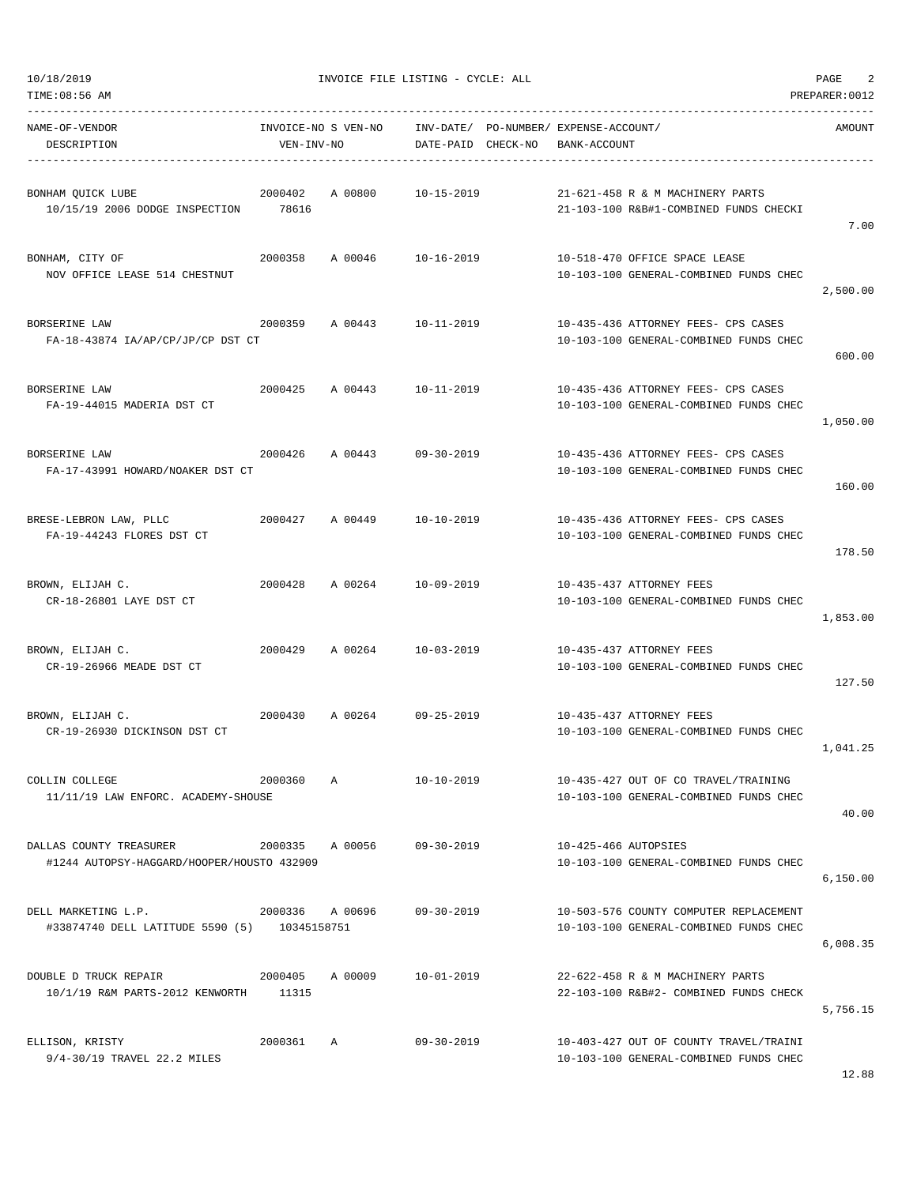10/18/2019 INVOICE FILE LISTING - CYCLE: ALL

TIME:08:56 AM PREPARER:0012

| NAME-OF-VENDOR<br>DESCRIPTION | INVOICE-NO S VEN-NO<br>VEN-INV-NO | INV-DATE/ PO-NUMBER/<br>DATE-PAID CHECK-NO | EXPENSE-ACCOUNT/<br>BANK-ACCOUNT | AMOUNT |
|---|---|---|---|---|
| BONHAM QUICK LUBE<br>10/15/19 2006 DODGE INSPECTION | 2000402 A 00800<br>78616 | 10-15-2019 | 21-621-458 R & M MACHINERY PARTS<br>21-103-100 R&B#1-COMBINED FUNDS CHECKI | 7.00 |
| BONHAM, CITY OF<br>NOV OFFICE LEASE 514 CHESTNUT | 2000358 A 00046 | 10-16-2019 | 10-518-470 OFFICE SPACE LEASE<br>10-103-100 GENERAL-COMBINED FUNDS CHEC | 2,500.00 |
| BORSERINE LAW<br>FA-18-43874 IA/AP/CP/JP/CP DST CT | 2000359 A 00443 | 10-11-2019 | 10-435-436 ATTORNEY FEES- CPS CASES<br>10-103-100 GENERAL-COMBINED FUNDS CHEC | 600.00 |
| BORSERINE LAW<br>FA-19-44015 MADERIA DST CT | 2000425 A 00443 | 10-11-2019 | 10-435-436 ATTORNEY FEES- CPS CASES<br>10-103-100 GENERAL-COMBINED FUNDS CHEC | 1,050.00 |
| BORSERINE LAW<br>FA-17-43991 HOWARD/NOAKER DST CT | 2000426 A 00443 | 09-30-2019 | 10-435-436 ATTORNEY FEES- CPS CASES<br>10-103-100 GENERAL-COMBINED FUNDS CHEC | 160.00 |
| BRESE-LEBRON LAW, PLLC<br>FA-19-44243 FLORES DST CT | 2000427 A 00449 | 10-10-2019 | 10-435-436 ATTORNEY FEES- CPS CASES<br>10-103-100 GENERAL-COMBINED FUNDS CHEC | 178.50 |
| BROWN, ELIJAH C.<br>CR-18-26801 LAYE DST CT | 2000428 A 00264 | 10-09-2019 | 10-435-437 ATTORNEY FEES<br>10-103-100 GENERAL-COMBINED FUNDS CHEC | 1,853.00 |
| BROWN, ELIJAH C.<br>CR-19-26966 MEADE DST CT | 2000429 A 00264 | 10-03-2019 | 10-435-437 ATTORNEY FEES<br>10-103-100 GENERAL-COMBINED FUNDS CHEC | 127.50 |
| BROWN, ELIJAH C.<br>CR-19-26930 DICKINSON DST CT | 2000430 A 00264 | 09-25-2019 | 10-435-437 ATTORNEY FEES<br>10-103-100 GENERAL-COMBINED FUNDS CHEC | 1,041.25 |
| COLLIN COLLEGE<br>11/11/19 LAW ENFORC. ACADEMY-SHOUSE | 2000360 A | 10-10-2019 | 10-435-427 OUT OF CO TRAVEL/TRAINING<br>10-103-100 GENERAL-COMBINED FUNDS CHEC | 40.00 |
| DALLAS COUNTY TREASURER<br>#1244 AUTOPSY-HAGGARD/HOOPER/HOUSTO 432909 | 2000335 A 00056 | 09-30-2019 | 10-425-466 AUTOPSIES<br>10-103-100 GENERAL-COMBINED FUNDS CHEC | 6,150.00 |
| DELL MARKETING L.P.<br>#33874740 DELL LATITUDE 5590 (5) | 2000336 A 00696<br>10345158751 | 09-30-2019 | 10-503-576 COUNTY COMPUTER REPLACEMENT<br>10-103-100 GENERAL-COMBINED FUNDS CHEC | 6,008.35 |
| DOUBLE D TRUCK REPAIR<br>10/1/19 R&M PARTS-2012 KENWORTH | 2000405 A 00009<br>11315 | 10-01-2019 | 22-622-458 R & M MACHINERY PARTS<br>22-103-100 R&B#2- COMBINED FUNDS CHECK | 5,756.15 |
| ELLISON, KRISTY<br>9/4-30/19 TRAVEL 22.2 MILES | 2000361 A | 09-30-2019 | 10-403-427 OUT OF COUNTY TRAVEL/TRAINI<br>10-103-100 GENERAL-COMBINED FUNDS CHEC | 12.88 |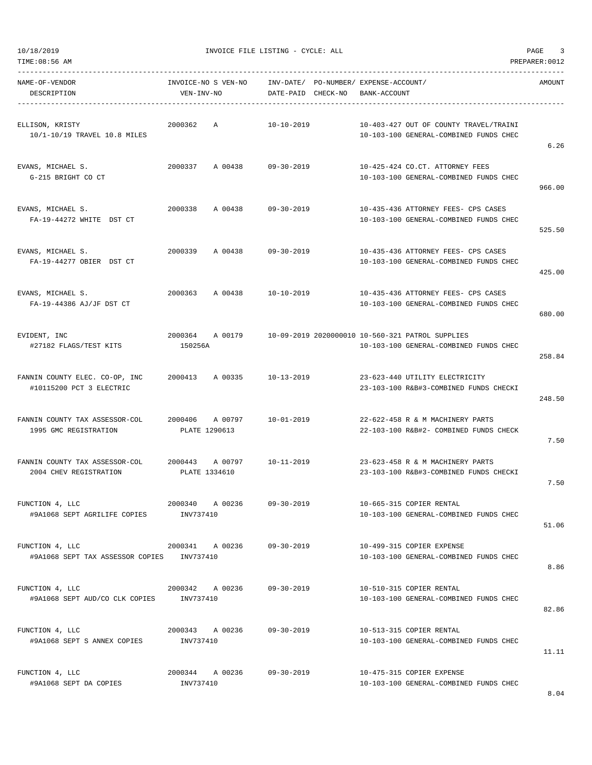| NAME-OF-VENDOR DESCRIPTION | INVOICE-NO S VEN-NO VEN-INV-NO | INV-DATE/ DATE-PAID | PO-NUMBER/ CHECK-NO | EXPENSE-ACCOUNT/ BANK-ACCOUNT | AMOUNT |
|---|---|---|---|---|---|
| ELLISON, KRISTY<br>10/1-10/19 TRAVEL 10.8 MILES | 2000362 A | 10-10-2019 | | 10-403-427 OUT OF COUNTY TRAVEL/TRAINI<br>10-103-100 GENERAL-COMBINED FUNDS CHEC | 6.26 |
| EVANS, MICHAEL S.<br>G-215 BRIGHT CO CT | 2000337 A 00438 | 09-30-2019 | | 10-425-424 CO.CT. ATTORNEY FEES<br>10-103-100 GENERAL-COMBINED FUNDS CHEC | 966.00 |
| EVANS, MICHAEL S.<br>FA-19-44272 WHITE DST CT | 2000338 A 00438 | 09-30-2019 | | 10-435-436 ATTORNEY FEES- CPS CASES<br>10-103-100 GENERAL-COMBINED FUNDS CHEC | 525.50 |
| EVANS, MICHAEL S.<br>FA-19-44277 OBIER DST CT | 2000339 A 00438 | 09-30-2019 | | 10-435-436 ATTORNEY FEES- CPS CASES<br>10-103-100 GENERAL-COMBINED FUNDS CHEC | 425.00 |
| EVANS, MICHAEL S.<br>FA-19-44386 AJ/JF DST CT | 2000363 A 00438 | 10-10-2019 | | 10-435-436 ATTORNEY FEES- CPS CASES<br>10-103-100 GENERAL-COMBINED FUNDS CHEC | 680.00 |
| EVIDENT, INC<br>#27182 FLAGS/TEST KITS | 2000364 A 00179<br>150256A | 10-09-2019 | 2020000010 | 10-560-321 PATROL SUPPLIES<br>10-103-100 GENERAL-COMBINED FUNDS CHEC | 258.84 |
| FANNIN COUNTY ELEC. CO-OP, INC<br>#10115200 PCT 3 ELECTRIC | 2000413 A 00335 | 10-13-2019 | | 23-623-440 UTILITY ELECTRICITY<br>23-103-100 R&B#3-COMBINED FUNDS CHECKI | 248.50 |
| FANNIN COUNTY TAX ASSESSOR-COL<br>1995 GMC REGISTRATION | 2000406 A 00797<br>PLATE 1290613 | 10-01-2019 | | 22-622-458 R & M MACHINERY PARTS<br>22-103-100 R&B#2- COMBINED FUNDS CHECK | 7.50 |
| FANNIN COUNTY TAX ASSESSOR-COL<br>2004 CHEV REGISTRATION | 2000443 A 00797<br>PLATE 1334610 | 10-11-2019 | | 23-623-458 R & M MACHINERY PARTS<br>23-103-100 R&B#3-COMBINED FUNDS CHECKI | 7.50 |
| FUNCTION 4, LLC<br>#9A1068 SEPT AGRILIFE COPIES | 2000340 A 00236<br>INV737410 | 09-30-2019 | | 10-665-315 COPIER RENTAL<br>10-103-100 GENERAL-COMBINED FUNDS CHEC | 51.06 |
| FUNCTION 4, LLC<br>#9A1068 SEPT TAX ASSESSOR COPIES | 2000341 A 00236<br>INV737410 | 09-30-2019 | | 10-499-315 COPIER EXPENSE<br>10-103-100 GENERAL-COMBINED FUNDS CHEC | 8.86 |
| FUNCTION 4, LLC<br>#9A1068 SEPT AUD/CO CLK COPIES | 2000342 A 00236<br>INV737410 | 09-30-2019 | | 10-510-315 COPIER RENTAL<br>10-103-100 GENERAL-COMBINED FUNDS CHEC | 82.86 |
| FUNCTION 4, LLC<br>#9A1068 SEPT S ANNEX COPIES | 2000343 A 00236<br>INV737410 | 09-30-2019 | | 10-513-315 COPIER RENTAL<br>10-103-100 GENERAL-COMBINED FUNDS CHEC | 11.11 |
| FUNCTION 4, LLC<br>#9A1068 SEPT DA COPIES | 2000344 A 00236<br>INV737410 | 09-30-2019 | | 10-475-315 COPIER EXPENSE<br>10-103-100 GENERAL-COMBINED FUNDS CHEC | 8.04 |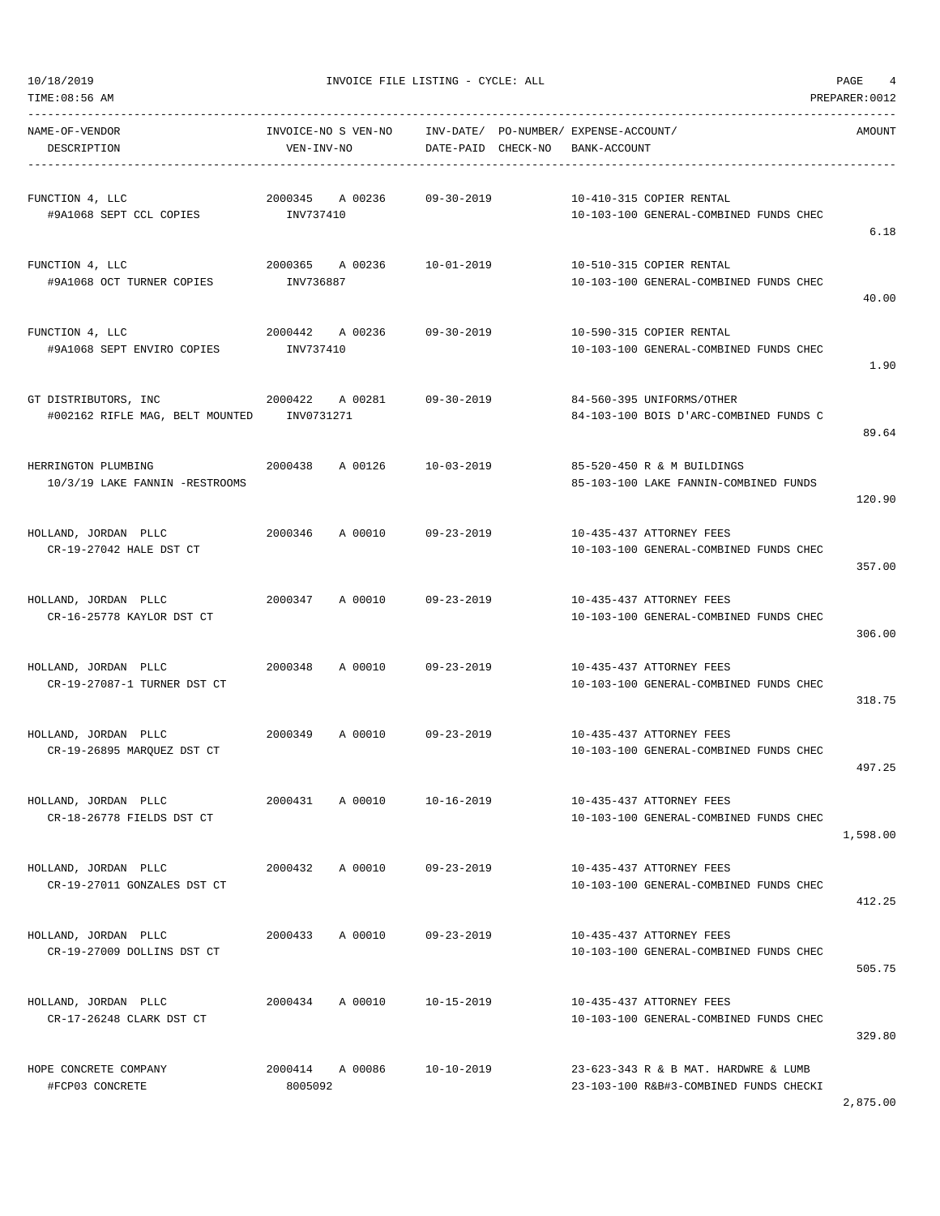10/18/2019 INVOICE FILE LISTING - CYCLE: ALL

TIME:08:56 AM PREPARER:0012

| NAME-OF-VENDOR / DESCRIPTION | INVOICE-NO S VEN-NO / VEN-INV-NO | INV-DATE/ DATE-PAID | PO-NUMBER/ CHECK-NO | EXPENSE-ACCOUNT/ BANK-ACCOUNT | AMOUNT |
|---|---|---|---|---|---|
| FUNCTION 4, LLC<br>#9A1068 SEPT CCL COPIES | 2000345 A 00236<br>INV737410 | 09-30-2019 | | 10-410-315 COPIER RENTAL<br>10-103-100 GENERAL-COMBINED FUNDS CHEC | 6.18 |
| FUNCTION 4, LLC<br>#9A1068 OCT TURNER COPIES | 2000365 A 00236<br>INV736887 | 10-01-2019 | | 10-510-315 COPIER RENTAL<br>10-103-100 GENERAL-COMBINED FUNDS CHEC | 40.00 |
| FUNCTION 4, LLC<br>#9A1068 SEPT ENVIRO COPIES | 2000442 A 00236<br>INV737410 | 09-30-2019 | | 10-590-315 COPIER RENTAL<br>10-103-100 GENERAL-COMBINED FUNDS CHEC | 1.90 |
| GT DISTRIBUTORS, INC<br>#002162 RIFLE MAG, BELT MOUNTED | 2000422 A 00281<br>INV0731271 | 09-30-2019 | | 84-560-395 UNIFORMS/OTHER<br>84-103-100 BOIS D'ARC-COMBINED FUNDS C | 89.64 |
| HERRINGTON PLUMBING<br>10/3/19 LAKE FANNIN -RESTROOMS | 2000438 A 00126 | 10-03-2019 | | 85-520-450 R & M BUILDINGS<br>85-103-100 LAKE FANNIN-COMBINED FUNDS | 120.90 |
| HOLLAND, JORDAN PLLC<br>CR-19-27042 HALE DST CT | 2000346 A 00010 | 09-23-2019 | | 10-435-437 ATTORNEY FEES<br>10-103-100 GENERAL-COMBINED FUNDS CHEC | 357.00 |
| HOLLAND, JORDAN PLLC<br>CR-16-25778 KAYLOR DST CT | 2000347 A 00010 | 09-23-2019 | | 10-435-437 ATTORNEY FEES<br>10-103-100 GENERAL-COMBINED FUNDS CHEC | 306.00 |
| HOLLAND, JORDAN PLLC<br>CR-19-27087-1 TURNER DST CT | 2000348 A 00010 | 09-23-2019 | | 10-435-437 ATTORNEY FEES<br>10-103-100 GENERAL-COMBINED FUNDS CHEC | 318.75 |
| HOLLAND, JORDAN PLLC<br>CR-19-26895 MARQUEZ DST CT | 2000349 A 00010 | 09-23-2019 | | 10-435-437 ATTORNEY FEES<br>10-103-100 GENERAL-COMBINED FUNDS CHEC | 497.25 |
| HOLLAND, JORDAN PLLC<br>CR-18-26778 FIELDS DST CT | 2000431 A 00010 | 10-16-2019 | | 10-435-437 ATTORNEY FEES<br>10-103-100 GENERAL-COMBINED FUNDS CHEC | 1,598.00 |
| HOLLAND, JORDAN PLLC<br>CR-19-27011 GONZALES DST CT | 2000432 A 00010 | 09-23-2019 | | 10-435-437 ATTORNEY FEES<br>10-103-100 GENERAL-COMBINED FUNDS CHEC | 412.25 |
| HOLLAND, JORDAN PLLC<br>CR-19-27009 DOLLINS DST CT | 2000433 A 00010 | 09-23-2019 | | 10-435-437 ATTORNEY FEES<br>10-103-100 GENERAL-COMBINED FUNDS CHEC | 505.75 |
| HOLLAND, JORDAN PLLC<br>CR-17-26248 CLARK DST CT | 2000434 A 00010 | 10-15-2019 | | 10-435-437 ATTORNEY FEES<br>10-103-100 GENERAL-COMBINED FUNDS CHEC | 329.80 |
| HOPE CONCRETE COMPANY<br>#FCP03 CONCRETE | 2000414 A 00086<br>8005092 | 10-10-2019 | | 23-623-343 R & B MAT. HARDWRE & LUMB<br>23-103-100 R&B#3-COMBINED FUNDS CHECKI | 2,875.00 |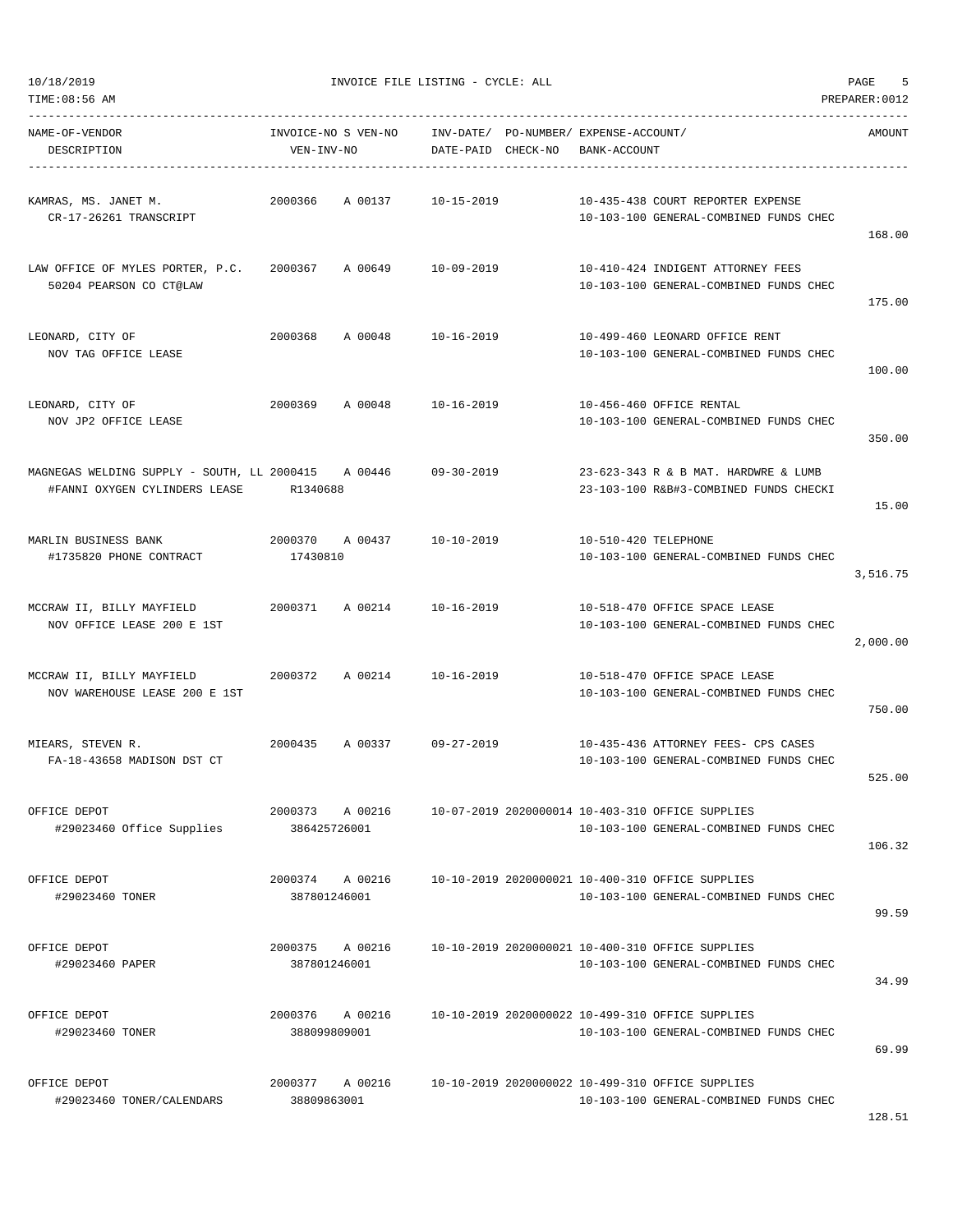10/18/2019 INVOICE FILE LISTING - CYCLE: ALL

TIME:08:56 AM PREPARER:0012

| NAME-OF-VENDOR / DESCRIPTION | INVOICE-NO S VEN-NO / VEN-INV-NO | INV-DATE/ DATE-PAID | PO-NUMBER/ CHECK-NO | EXPENSE-ACCOUNT/ BANK-ACCOUNT | AMOUNT |
|---|---|---|---|---|---|
| KAMRAS, MS. JANET M. / CR-17-26261 TRANSCRIPT | 2000366 A 00137 | 10-15-2019 | | 10-435-438 COURT REPORTER EXPENSE / 10-103-100 GENERAL-COMBINED FUNDS CHEC | 168.00 |
| LAW OFFICE OF MYLES PORTER, P.C. / 50204 PEARSON CO CT@LAW | 2000367 A 00649 | 10-09-2019 | | 10-410-424 INDIGENT ATTORNEY FEES / 10-103-100 GENERAL-COMBINED FUNDS CHEC | 175.00 |
| LEONARD, CITY OF / NOV TAG OFFICE LEASE | 2000368 A 00048 | 10-16-2019 | | 10-499-460 LEONARD OFFICE RENT / 10-103-100 GENERAL-COMBINED FUNDS CHEC | 100.00 |
| LEONARD, CITY OF / NOV JP2 OFFICE LEASE | 2000369 A 00048 | 10-16-2019 | | 10-456-460 OFFICE RENTAL / 10-103-100 GENERAL-COMBINED FUNDS CHEC | 350.00 |
| MAGNEGAS WELDING SUPPLY - SOUTH, LL / #FANNI OXYGEN CYLINDERS LEASE | 2000415 A 00446 / R1340688 | 09-30-2019 | | 23-623-343 R & B MAT. HARDWRE & LUMB / 23-103-100 R&B#3-COMBINED FUNDS CHECKI | 15.00 |
| MARLIN BUSINESS BANK / #1735820 PHONE CONTRACT | 2000370 A 00437 / 17430810 | 10-10-2019 | | 10-510-420 TELEPHONE / 10-103-100 GENERAL-COMBINED FUNDS CHEC | 3,516.75 |
| MCCRAW II, BILLY MAYFIELD / NOV OFFICE LEASE 200 E 1ST | 2000371 A 00214 | 10-16-2019 | | 10-518-470 OFFICE SPACE LEASE / 10-103-100 GENERAL-COMBINED FUNDS CHEC | 2,000.00 |
| MCCRAW II, BILLY MAYFIELD / NOV WAREHOUSE LEASE 200 E 1ST | 2000372 A 00214 | 10-16-2019 | | 10-518-470 OFFICE SPACE LEASE / 10-103-100 GENERAL-COMBINED FUNDS CHEC | 750.00 |
| MIEARS, STEVEN R. / FA-18-43658 MADISON DST CT | 2000435 A 00337 | 09-27-2019 | | 10-435-436 ATTORNEY FEES- CPS CASES / 10-103-100 GENERAL-COMBINED FUNDS CHEC | 525.00 |
| OFFICE DEPOT / #29023460 Office Supplies | 2000373 A 00216 / 386425726001 | 10-07-2019 | 2020000014 | 10-403-310 OFFICE SUPPLIES / 10-103-100 GENERAL-COMBINED FUNDS CHEC | 106.32 |
| OFFICE DEPOT / #29023460 TONER | 2000374 A 00216 / 387801246001 | 10-10-2019 | 2020000021 | 10-400-310 OFFICE SUPPLIES / 10-103-100 GENERAL-COMBINED FUNDS CHEC | 99.59 |
| OFFICE DEPOT / #29023460 PAPER | 2000375 A 00216 / 387801246001 | 10-10-2019 | 2020000021 | 10-400-310 OFFICE SUPPLIES / 10-103-100 GENERAL-COMBINED FUNDS CHEC | 34.99 |
| OFFICE DEPOT / #29023460 TONER | 2000376 A 00216 / 388099809001 | 10-10-2019 | 2020000022 | 10-499-310 OFFICE SUPPLIES / 10-103-100 GENERAL-COMBINED FUNDS CHEC | 69.99 |
| OFFICE DEPOT / #29023460 TONER/CALENDARS | 2000377 A 00216 / 38809863001 | 10-10-2019 | 2020000022 | 10-499-310 OFFICE SUPPLIES / 10-103-100 GENERAL-COMBINED FUNDS CHEC | 128.51 |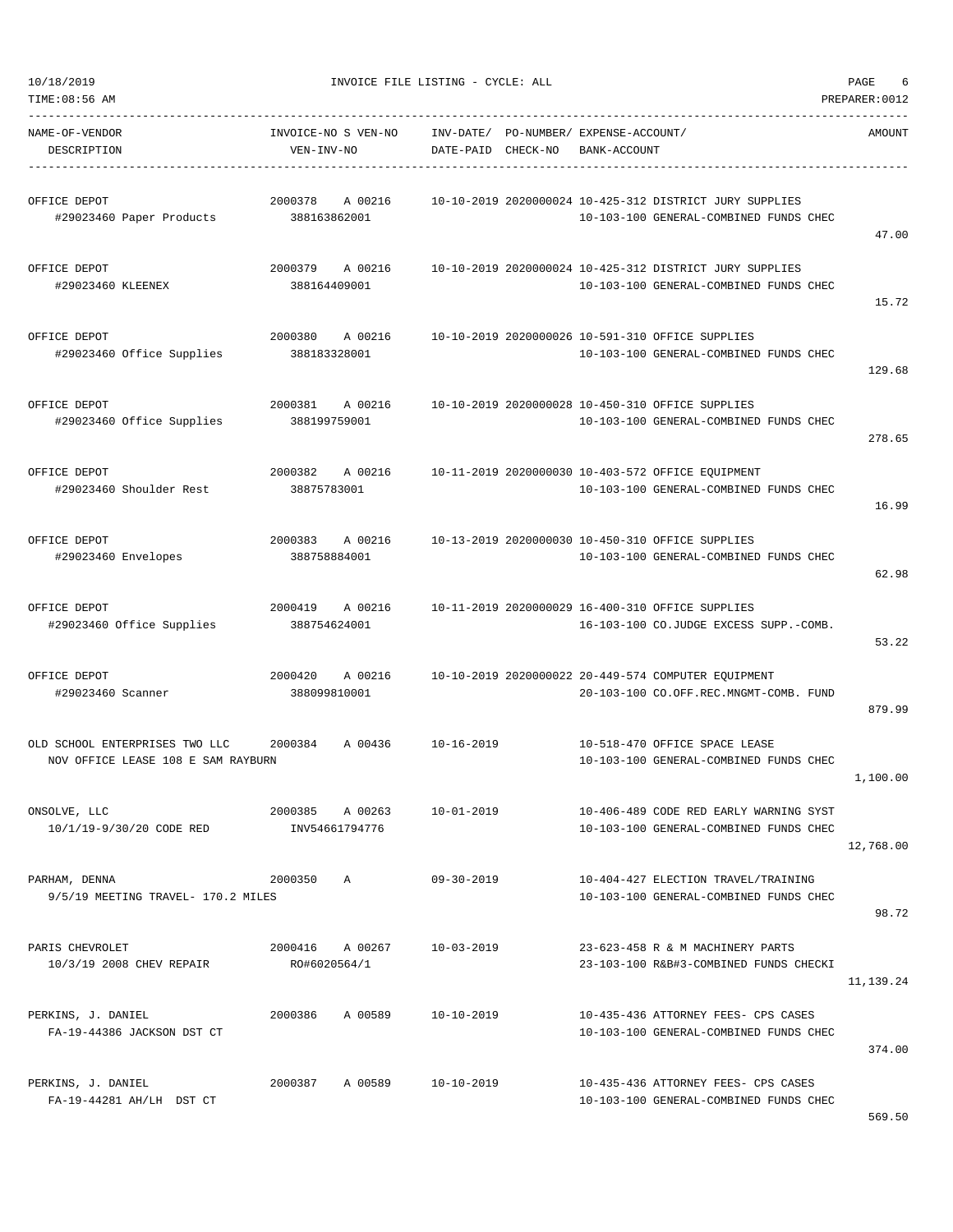10/18/2019 INVOICE FILE LISTING - CYCLE: ALL

TIME:08:56 AM PREPARER:0012

| NAME-OF-VENDOR / DESCRIPTION | INVOICE-NO S VEN-NO / VEN-INV-NO | INV-DATE/ DATE-PAID | PO-NUMBER/ CHECK-NO | EXPENSE-ACCOUNT/ BANK-ACCOUNT | AMOUNT |
|---|---|---|---|---|---|
| OFFICE DEPOT<br>#29023460 Paper Products | 2000378 A 00216<br>388163862001 | 10-10-2019 | 2020000024 | 10-425-312 DISTRICT JURY SUPPLIES<br>10-103-100 GENERAL-COMBINED FUNDS CHEC | 47.00 |
| OFFICE DEPOT<br>#29023460 KLEENEX | 2000379 A 00216<br>388164409001 | 10-10-2019 | 2020000024 | 10-425-312 DISTRICT JURY SUPPLIES<br>10-103-100 GENERAL-COMBINED FUNDS CHEC | 15.72 |
| OFFICE DEPOT<br>#29023460 Office Supplies | 2000380 A 00216<br>388183328001 | 10-10-2019 | 2020000026 | 10-591-310 OFFICE SUPPLIES<br>10-103-100 GENERAL-COMBINED FUNDS CHEC | 129.68 |
| OFFICE DEPOT<br>#29023460 Office Supplies | 2000381 A 00216<br>388199759001 | 10-10-2019 | 2020000028 | 10-450-310 OFFICE SUPPLIES<br>10-103-100 GENERAL-COMBINED FUNDS CHEC | 278.65 |
| OFFICE DEPOT<br>#29023460 Shoulder Rest | 2000382 A 00216<br>38875783001 | 10-11-2019 | 2020000030 | 10-403-572 OFFICE EQUIPMENT<br>10-103-100 GENERAL-COMBINED FUNDS CHEC | 16.99 |
| OFFICE DEPOT<br>#29023460 Envelopes | 2000383 A 00216<br>388758884001 | 10-13-2019 | 2020000030 | 10-450-310 OFFICE SUPPLIES<br>10-103-100 GENERAL-COMBINED FUNDS CHEC | 62.98 |
| OFFICE DEPOT<br>#29023460 Office Supplies | 2000419 A 00216<br>388754624001 | 10-11-2019 | 2020000029 | 16-400-310 OFFICE SUPPLIES<br>16-103-100 CO.JUDGE EXCESS SUPP.-COMB. | 53.22 |
| OFFICE DEPOT<br>#29023460 Scanner | 2000420 A 00216<br>388099810001 | 10-10-2019 | 2020000022 | 20-449-574 COMPUTER EQUIPMENT<br>20-103-100 CO.OFF.REC.MNGMT-COMB. FUND | 879.99 |
| OLD SCHOOL ENTERPRISES TWO LLC<br>NOV OFFICE LEASE 108 E SAM RAYBURN | 2000384 A 00436 | 10-16-2019 | | 10-518-470 OFFICE SPACE LEASE<br>10-103-100 GENERAL-COMBINED FUNDS CHEC | 1,100.00 |
| ONSOLVE, LLC<br>10/1/19-9/30/20 CODE RED | 2000385 A 00263<br>INV54661794776 | 10-01-2019 | | 10-406-489 CODE RED EARLY WARNING SYST<br>10-103-100 GENERAL-COMBINED FUNDS CHEC | 12,768.00 |
| PARHAM, DENNA<br>9/5/19 MEETING TRAVEL- 170.2 MILES | 2000350 A | 09-30-2019 | | 10-404-427 ELECTION TRAVEL/TRAINING<br>10-103-100 GENERAL-COMBINED FUNDS CHEC | 98.72 |
| PARIS CHEVROLET<br>10/3/19 2008 CHEV REPAIR | 2000416 A 00267<br>RO#6020564/1 | 10-03-2019 | | 23-623-458 R & M MACHINERY PARTS<br>23-103-100 R&B#3-COMBINED FUNDS CHECKI | 11,139.24 |
| PERKINS, J. DANIEL<br>FA-19-44386 JACKSON DST CT | 2000386 A 00589 | 10-10-2019 | | 10-435-436 ATTORNEY FEES- CPS CASES<br>10-103-100 GENERAL-COMBINED FUNDS CHEC | 374.00 |
| PERKINS, J. DANIEL<br>FA-19-44281 AH/LH DST CT | 2000387 A 00589 | 10-10-2019 | | 10-435-436 ATTORNEY FEES- CPS CASES<br>10-103-100 GENERAL-COMBINED FUNDS CHEC | 569.50 |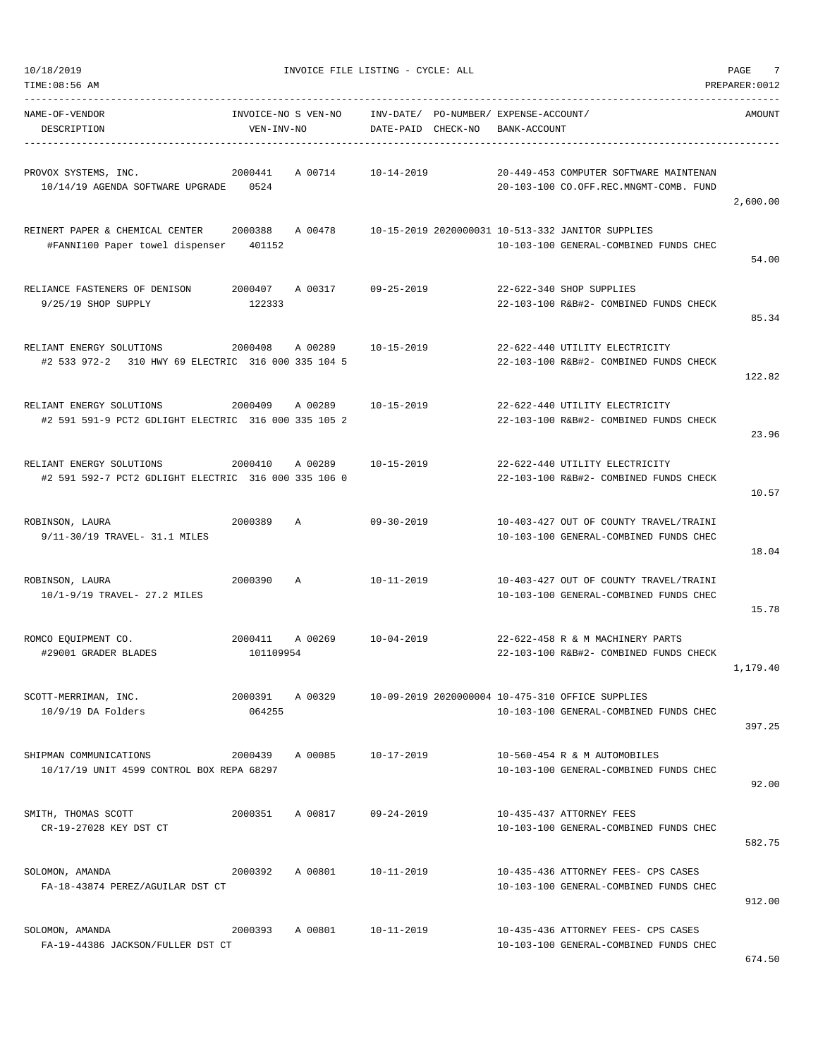INVOICE FILE LISTING - CYCLE: ALL

| NAME-OF-VENDOR / DESCRIPTION | INVOICE-NO / VEN-INV-NO | S | VEN-NO | INV-DATE/ DATE-PAID | PO-NUMBER/ CHECK-NO | EXPENSE-ACCOUNT/ BANK-ACCOUNT | AMOUNT |
|---|---|---|---|---|---|---|---|
| PROVOX SYSTEMS, INC. / 10/14/19 AGENDA SOFTWARE UPGRADE | 2000441 / 0524 | A | 00714 | 10-14-2019 | | 20-449-453 COMPUTER SOFTWARE MAINTENAN / 20-103-100 CO.OFF.REC.MNGMT-COMB. FUND | 2,600.00 |
| REINERT PAPER & CHEMICAL CENTER / #FANNI100 Paper towel dispenser | 2000388 / 401152 | A | 00478 | 10-15-2019 | 2020000031 | 10-513-332 JANITOR SUPPLIES / 10-103-100 GENERAL-COMBINED FUNDS CHEC | 54.00 |
| RELIANCE FASTENERS OF DENISON / 9/25/19 SHOP SUPPLY | 2000407 / 122333 | A | 00317 | 09-25-2019 | | 22-622-340 SHOP SUPPLIES / 22-103-100 R&B#2- COMBINED FUNDS CHECK | 85.34 |
| RELIANT ENERGY SOLUTIONS / #2 533 972-2 310 HWY 69 ELECTRIC | 2000408 / 316 000 335 104 5 | A | 00289 | 10-15-2019 | | 22-622-440 UTILITY ELECTRICITY / 22-103-100 R&B#2- COMBINED FUNDS CHECK | 122.82 |
| RELIANT ENERGY SOLUTIONS / #2 591 591-9 PCT2 GDLIGHT ELECTRIC | 2000409 / 316 000 335 105 2 | A | 00289 | 10-15-2019 | | 22-622-440 UTILITY ELECTRICITY / 22-103-100 R&B#2- COMBINED FUNDS CHECK | 23.96 |
| RELIANT ENERGY SOLUTIONS / #2 591 592-7 PCT2 GDLIGHT ELECTRIC | 2000410 / 316 000 335 106 0 | A | 00289 | 10-15-2019 | | 22-622-440 UTILITY ELECTRICITY / 22-103-100 R&B#2- COMBINED FUNDS CHECK | 10.57 |
| ROBINSON, LAURA / 9/11-30/19 TRAVEL- 31.1 MILES | 2000389 | A | | 09-30-2019 | | 10-403-427 OUT OF COUNTY TRAVEL/TRAINI / 10-103-100 GENERAL-COMBINED FUNDS CHEC | 18.04 |
| ROBINSON, LAURA / 10/1-9/19 TRAVEL- 27.2 MILES | 2000390 | A | | 10-11-2019 | | 10-403-427 OUT OF COUNTY TRAVEL/TRAINI / 10-103-100 GENERAL-COMBINED FUNDS CHEC | 15.78 |
| ROMCO EQUIPMENT CO. / #29001 GRADER BLADES | 2000411 / 101109954 | A | 00269 | 10-04-2019 | | 22-622-458 R & M MACHINERY PARTS / 22-103-100 R&B#2- COMBINED FUNDS CHECK | 1,179.40 |
| SCOTT-MERRIMAN, INC. / 10/9/19 DA Folders | 2000391 / 064255 | A | 00329 | 10-09-2019 | 2020000004 | 10-475-310 OFFICE SUPPLIES / 10-103-100 GENERAL-COMBINED FUNDS CHEC | 397.25 |
| SHIPMAN COMMUNICATIONS / 10/17/19 UNIT 4599 CONTROL BOX REPA | 2000439 / 68297 | A | 00085 | 10-17-2019 | | 10-560-454 R & M AUTOMOBILES / 10-103-100 GENERAL-COMBINED FUNDS CHEC | 92.00 |
| SMITH, THOMAS SCOTT / CR-19-27028 KEY DST CT | 2000351 | A | 00817 | 09-24-2019 | | 10-435-437 ATTORNEY FEES / 10-103-100 GENERAL-COMBINED FUNDS CHEC | 582.75 |
| SOLOMON, AMANDA / FA-18-43874 PEREZ/AGUILAR DST CT | 2000392 | A | 00801 | 10-11-2019 | | 10-435-436 ATTORNEY FEES- CPS CASES / 10-103-100 GENERAL-COMBINED FUNDS CHEC | 912.00 |
| SOLOMON, AMANDA / FA-19-44386 JACKSON/FULLER DST CT | 2000393 | A | 00801 | 10-11-2019 | | 10-435-436 ATTORNEY FEES- CPS CASES / 10-103-100 GENERAL-COMBINED FUNDS CHEC | 674.50 |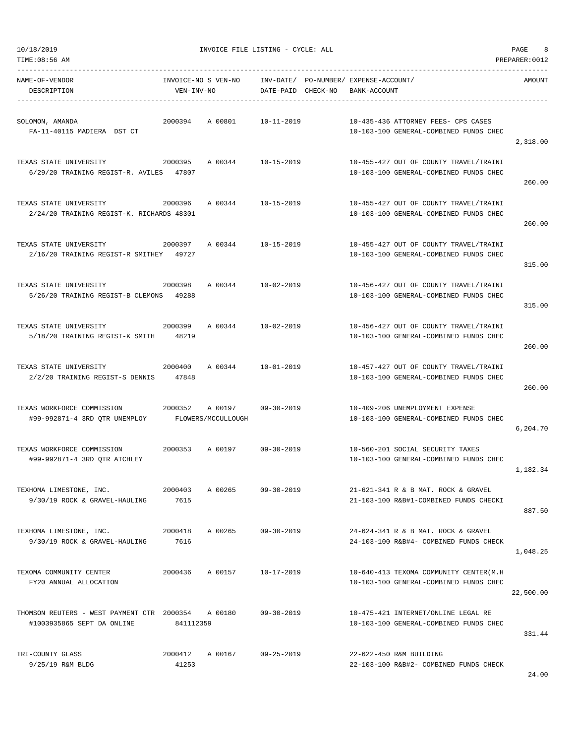10/18/2019 INVOICE FILE LISTING - CYCLE: ALL

TIME:08:56 AM PREPARER:0012

| NAME-OF-VENDOR / DESCRIPTION | INVOICE-NO | S VEN-NO / VEN-INV-NO | INV-DATE/ DATE-PAID | PO-NUMBER/ CHECK-NO | EXPENSE-ACCOUNT/ BANK-ACCOUNT | AMOUNT |
|---|---|---|---|---|---|---|
| SOLOMON, AMANDA<br>FA-11-40115 MADIERA DST CT | 2000394 | A 00801 | 10-11-2019 | | 10-435-436 ATTORNEY FEES- CPS CASES<br>10-103-100 GENERAL-COMBINED FUNDS CHEC | 2,318.00 |
| TEXAS STATE UNIVERSITY<br>6/29/20 TRAINING REGIST-R. AVILES | 2000395 | A 00344<br>47807 | 10-15-2019 | | 10-455-427 OUT OF COUNTY TRAVEL/TRAINI<br>10-103-100 GENERAL-COMBINED FUNDS CHEC | 260.00 |
| TEXAS STATE UNIVERSITY<br>2/24/20 TRAINING REGIST-K. RICHARDS | 2000396 | A 00344<br>48301 | 10-15-2019 | | 10-455-427 OUT OF COUNTY TRAVEL/TRAINI<br>10-103-100 GENERAL-COMBINED FUNDS CHEC | 260.00 |
| TEXAS STATE UNIVERSITY<br>2/16/20 TRAINING REGIST-R SMITHEY | 2000397 | A 00344<br>49727 | 10-15-2019 | | 10-455-427 OUT OF COUNTY TRAVEL/TRAINI<br>10-103-100 GENERAL-COMBINED FUNDS CHEC | 315.00 |
| TEXAS STATE UNIVERSITY<br>5/26/20 TRAINING REGIST-B CLEMONS | 2000398 | A 00344<br>49288 | 10-02-2019 | | 10-456-427 OUT OF COUNTY TRAVEL/TRAINI<br>10-103-100 GENERAL-COMBINED FUNDS CHEC | 315.00 |
| TEXAS STATE UNIVERSITY<br>5/18/20 TRAINING REGIST-K SMITH | 2000399 | A 00344<br>48219 | 10-02-2019 | | 10-456-427 OUT OF COUNTY TRAVEL/TRAINI<br>10-103-100 GENERAL-COMBINED FUNDS CHEC | 260.00 |
| TEXAS STATE UNIVERSITY<br>2/2/20 TRAINING REGIST-S DENNIS | 2000400 | A 00344<br>47848 | 10-01-2019 | | 10-457-427 OUT OF COUNTY TRAVEL/TRAINI<br>10-103-100 GENERAL-COMBINED FUNDS CHEC | 260.00 |
| TEXAS WORKFORCE COMMISSION<br>#99-992871-4 3RD QTR UNEMPLOY | 2000352 | A 00197<br>FLOWERS/MCCULLOUGH | 09-30-2019 | | 10-409-206 UNEMPLOYMENT EXPENSE<br>10-103-100 GENERAL-COMBINED FUNDS CHEC | 6,204.70 |
| TEXAS WORKFORCE COMMISSION<br>#99-992871-4 3RD QTR ATCHLEY | 2000353 | A 00197 | 09-30-2019 | | 10-560-201 SOCIAL SECURITY TAXES<br>10-103-100 GENERAL-COMBINED FUNDS CHEC | 1,182.34 |
| TEXHOMA LIMESTONE, INC.<br>9/30/19 ROCK & GRAVEL-HAULING | 2000403 | A 00265<br>7615 | 09-30-2019 | | 21-621-341 R & B MAT. ROCK & GRAVEL<br>21-103-100 R&B#1-COMBINED FUNDS CHECKI | 887.50 |
| TEXHOMA LIMESTONE, INC.<br>9/30/19 ROCK & GRAVEL-HAULING | 2000418 | A 00265<br>7616 | 09-30-2019 | | 24-624-341 R & B MAT. ROCK & GRAVEL<br>24-103-100 R&B#4- COMBINED FUNDS CHECK | 1,048.25 |
| TEXOMA COMMUNITY CENTER<br>FY20 ANNUAL ALLOCATION | 2000436 | A 00157 | 10-17-2019 | | 10-640-413 TEXOMA COMMUNITY CENTER(M.H<br>10-103-100 GENERAL-COMBINED FUNDS CHEC | 22,500.00 |
| THOMSON REUTERS - WEST PAYMENT CTR<br>#1003935865 SEPT DA ONLINE | 2000354 | A 00180<br>841112359 | 09-30-2019 | | 10-475-421 INTERNET/ONLINE LEGAL RE<br>10-103-100 GENERAL-COMBINED FUNDS CHEC | 331.44 |
| TRI-COUNTY GLASS<br>9/25/19 R&M BLDG | 2000412 | A 00167<br>41253 | 09-25-2019 | | 22-622-450 R&M BUILDING<br>22-103-100 R&B#2- COMBINED FUNDS CHECK | 24.00 |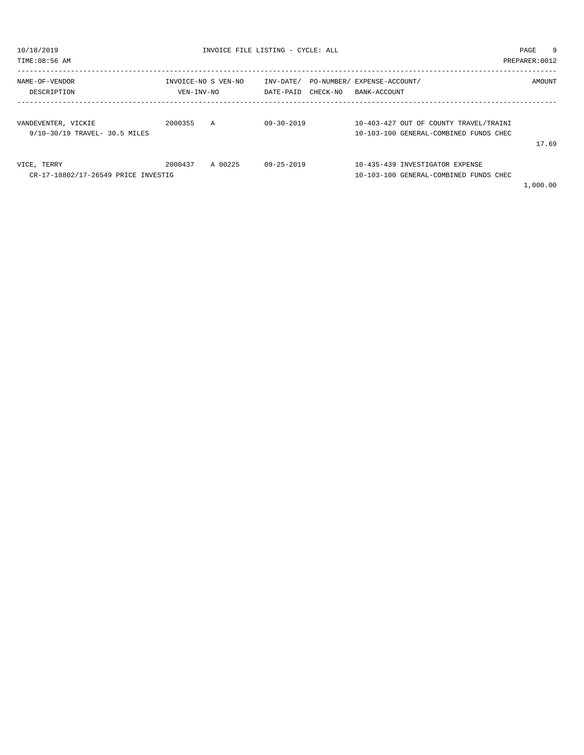INVOICE FILE LISTING - CYCLE: ALL

10/18/2019
TIME:08:56 AM
PREPARER:0012

| NAME-OF-VENDOR / DESCRIPTION | INVOICE-NO / VEN-INV-NO | S | VEN-NO | INV-DATE/ DATE-PAID | PO-NUMBER/ CHECK-NO | EXPENSE-ACCOUNT/ BANK-ACCOUNT | AMOUNT |
|---|---|---|---|---|---|---|---|
| VANDEVENTER, VICKIE<br>9/10-30/19 TRAVEL- 30.5 MILES | 2000355 | A | | 09-30-2019 | | 10-403-427 OUT OF COUNTY TRAVEL/TRAINI<br>10-103-100 GENERAL-COMBINED FUNDS CHEC | 17.69 |
| VICE, TERRY<br>CR-17-18802/17-26549 PRICE INVESTIG | 2000437 | A | 00225 | 09-25-2019 | | 10-435-439 INVESTIGATOR EXPENSE<br>10-103-100 GENERAL-COMBINED FUNDS CHEC | 1,000.00 |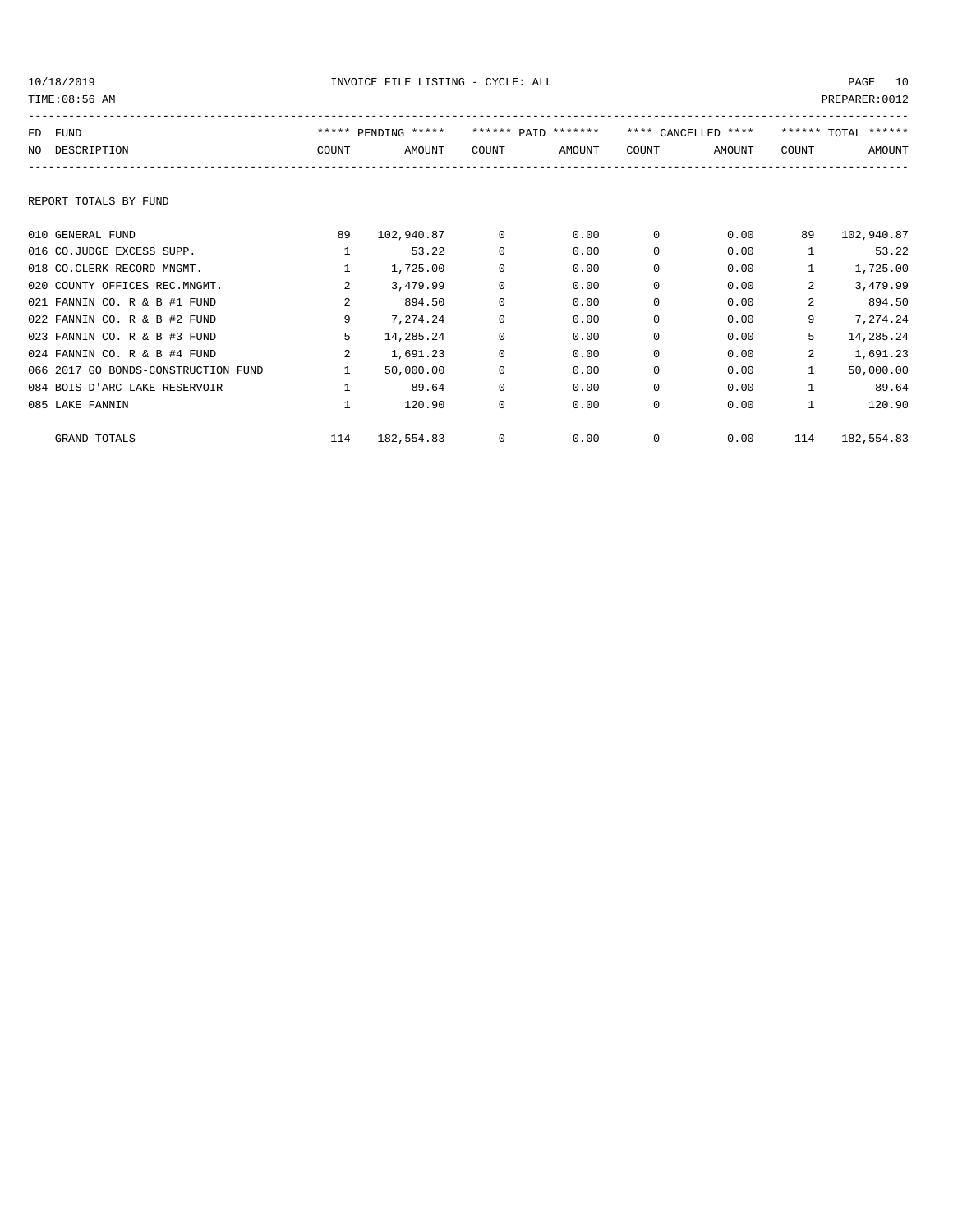REPORT TOTALS BY FUND

| FD NO | FUND DESCRIPTION | ***** PENDING ***** COUNT | AMOUNT | ****** PAID ******* COUNT | AMOUNT | **** CANCELLED **** COUNT | AMOUNT | ****** TOTAL ****** COUNT | AMOUNT |
|---|---|---|---|---|---|---|---|---|---|
| 010 | GENERAL FUND | 89 | 102,940.87 | 0 | 0.00 | 0 | 0.00 | 89 | 102,940.87 |
| 016 | CO.JUDGE EXCESS SUPP. | 1 | 53.22 | 0 | 0.00 | 0 | 0.00 | 1 | 53.22 |
| 018 | CO.CLERK RECORD MNGMT. | 1 | 1,725.00 | 0 | 0.00 | 0 | 0.00 | 1 | 1,725.00 |
| 020 | COUNTY OFFICES REC.MNGMT. | 2 | 3,479.99 | 0 | 0.00 | 0 | 0.00 | 2 | 3,479.99 |
| 021 | FANNIN CO. R & B #1 FUND | 2 | 894.50 | 0 | 0.00 | 0 | 0.00 | 2 | 894.50 |
| 022 | FANNIN CO. R & B #2 FUND | 9 | 7,274.24 | 0 | 0.00 | 0 | 0.00 | 9 | 7,274.24 |
| 023 | FANNIN CO. R & B #3 FUND | 5 | 14,285.24 | 0 | 0.00 | 0 | 0.00 | 5 | 14,285.24 |
| 024 | FANNIN CO. R & B #4 FUND | 2 | 1,691.23 | 0 | 0.00 | 0 | 0.00 | 2 | 1,691.23 |
| 066 | 2017 GO BONDS-CONSTRUCTION FUND | 1 | 50,000.00 | 0 | 0.00 | 0 | 0.00 | 1 | 50,000.00 |
| 084 | BOIS D'ARC LAKE RESERVOIR | 1 | 89.64 | 0 | 0.00 | 0 | 0.00 | 1 | 89.64 |
| 085 | LAKE FANNIN | 1 | 120.90 | 0 | 0.00 | 0 | 0.00 | 1 | 120.90 |
| | GRAND TOTALS | 114 | 182,554.83 | 0 | 0.00 | 0 | 0.00 | 114 | 182,554.83 |